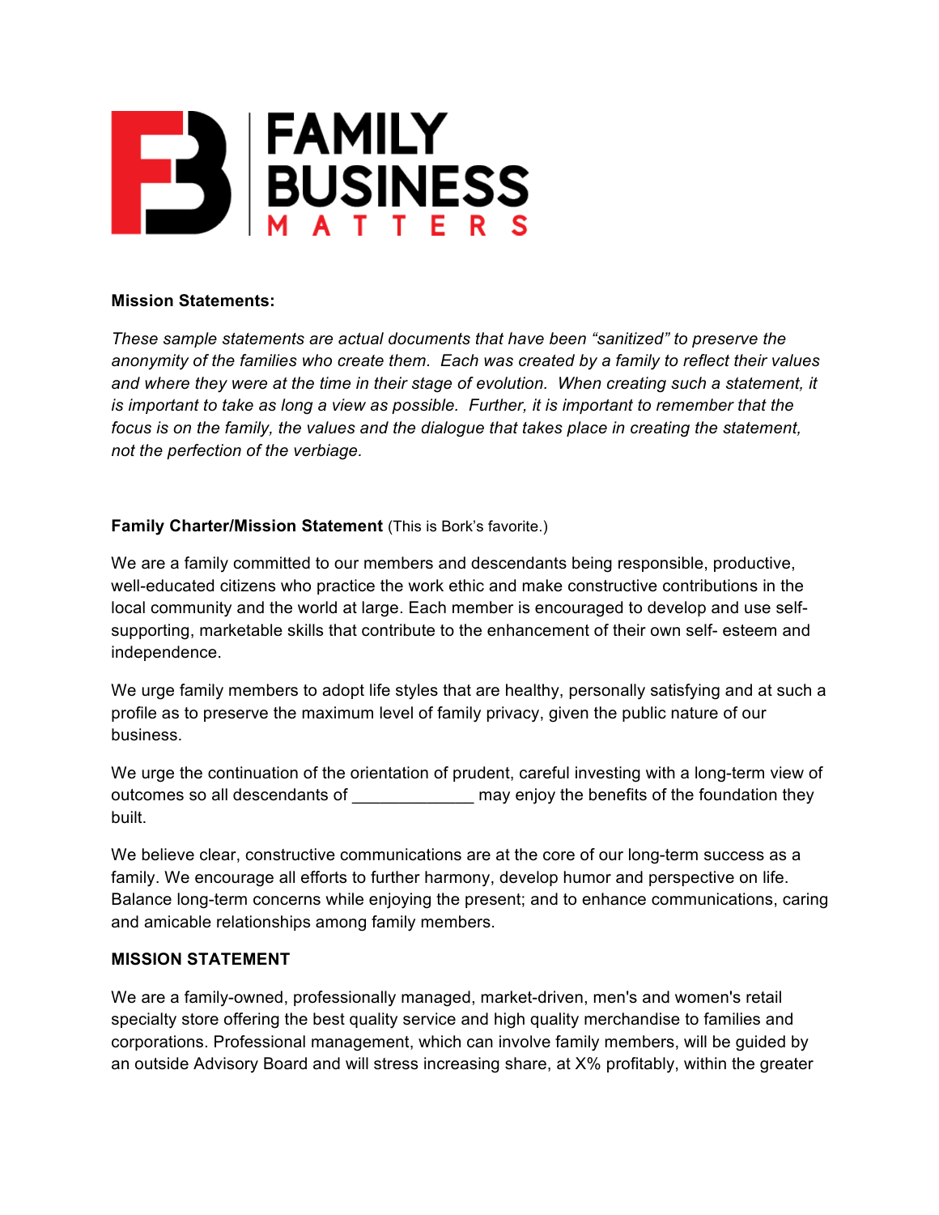FAMILY BUSINESS MATTERS

**Mission Statements:**

*These sample statements are actual documents that have been "sanitized" to preserve the anonymity of the families who create them. Each was created by a family to reflect their values and where they were at the time in their stage of evolution. When creating such a statement, it is important to take as long a view as possible. Further, it is important to remember that the focus is on the family, the values and the dialogue that takes place in creating the statement, not the perfection of the verbiage.*

**Family Charter/Mission Statement** (This is Bork's favorite.)

We are a family committed to our members and descendants being responsible, productive, well-educated citizens who practice the work ethic and make constructive contributions in the local community and the world at large. Each member is encouraged to develop and use self-supporting, marketable skills that contribute to the enhancement of their own self- esteem and independence.

We urge family members to adopt life styles that are healthy, personally satisfying and at such a profile as to preserve the maximum level of family privacy, given the public nature of our business.

We urge the continuation of the orientation of prudent, careful investing with a long-term view of outcomes so all descendants of _____________ may enjoy the benefits of the foundation they built.

We believe clear, constructive communications are at the core of our long-term success as a family. We encourage all efforts to further harmony, develop humor and perspective on life. Balance long-term concerns while enjoying the present; and to enhance communications, caring and amicable relationships among family members.

**MISSION STATEMENT**

We are a family-owned, professionally managed, market-driven, men's and women's retail specialty store offering the best quality service and high quality merchandise to families and corporations. Professional management, which can involve family members, will be guided by an outside Advisory Board and will stress increasing share, at X% profitably, within the greater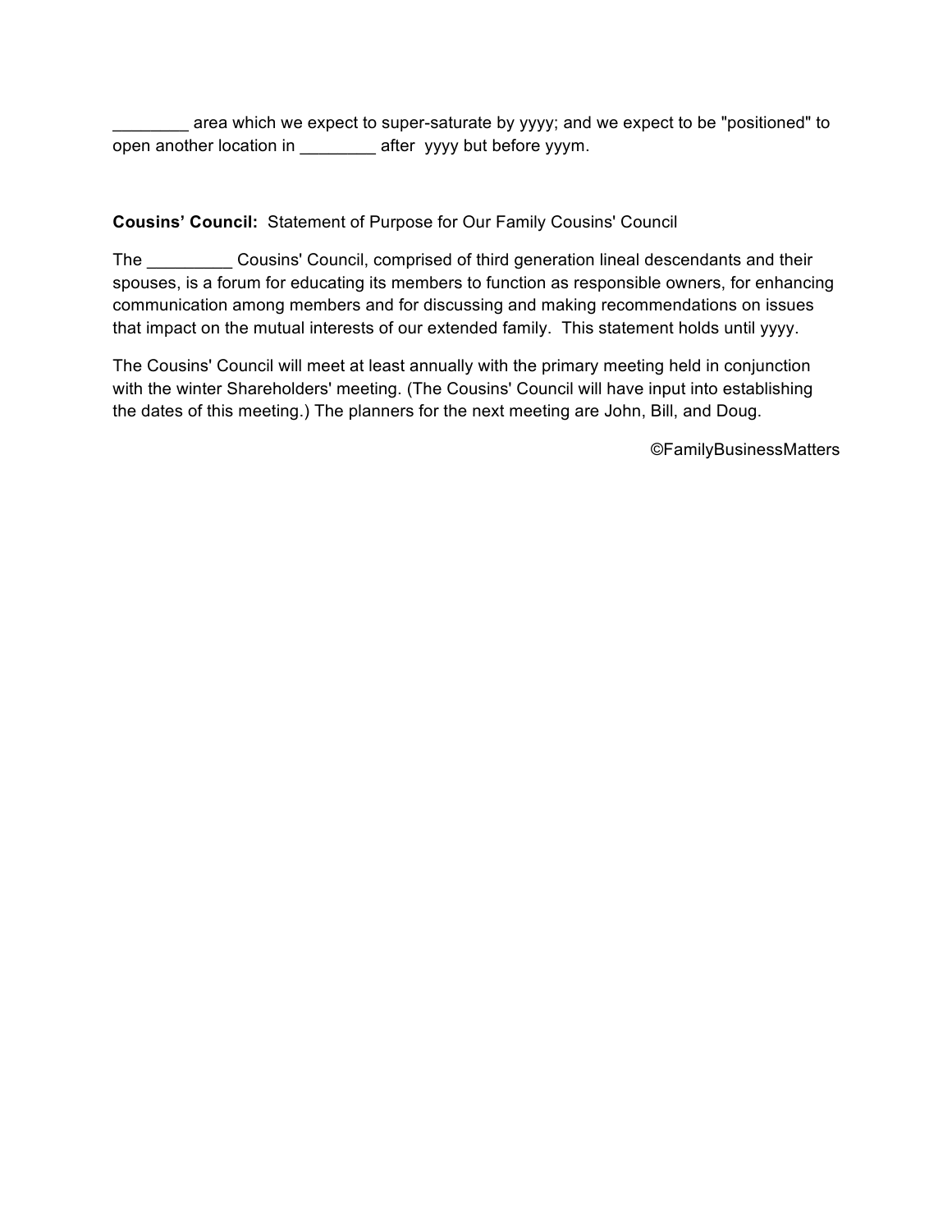________ area which we expect to super-saturate by yyyy; and we expect to be "positioned" to open another location in ________ after yyyy but before yyym.

**Cousins' Council:** Statement of Purpose for Our Family Cousins' Council

The _________ Cousins' Council, comprised of third generation lineal descendants and their spouses, is a forum for educating its members to function as responsible owners, for enhancing communication among members and for discussing and making recommendations on issues that impact on the mutual interests of our extended family. This statement holds until yyyy.

The Cousins' Council will meet at least annually with the primary meeting held in conjunction with the winter Shareholders' meeting. (The Cousins' Council will have input into establishing the dates of this meeting.) The planners for the next meeting are John, Bill, and Doug.

©FamilyBusinessMatters